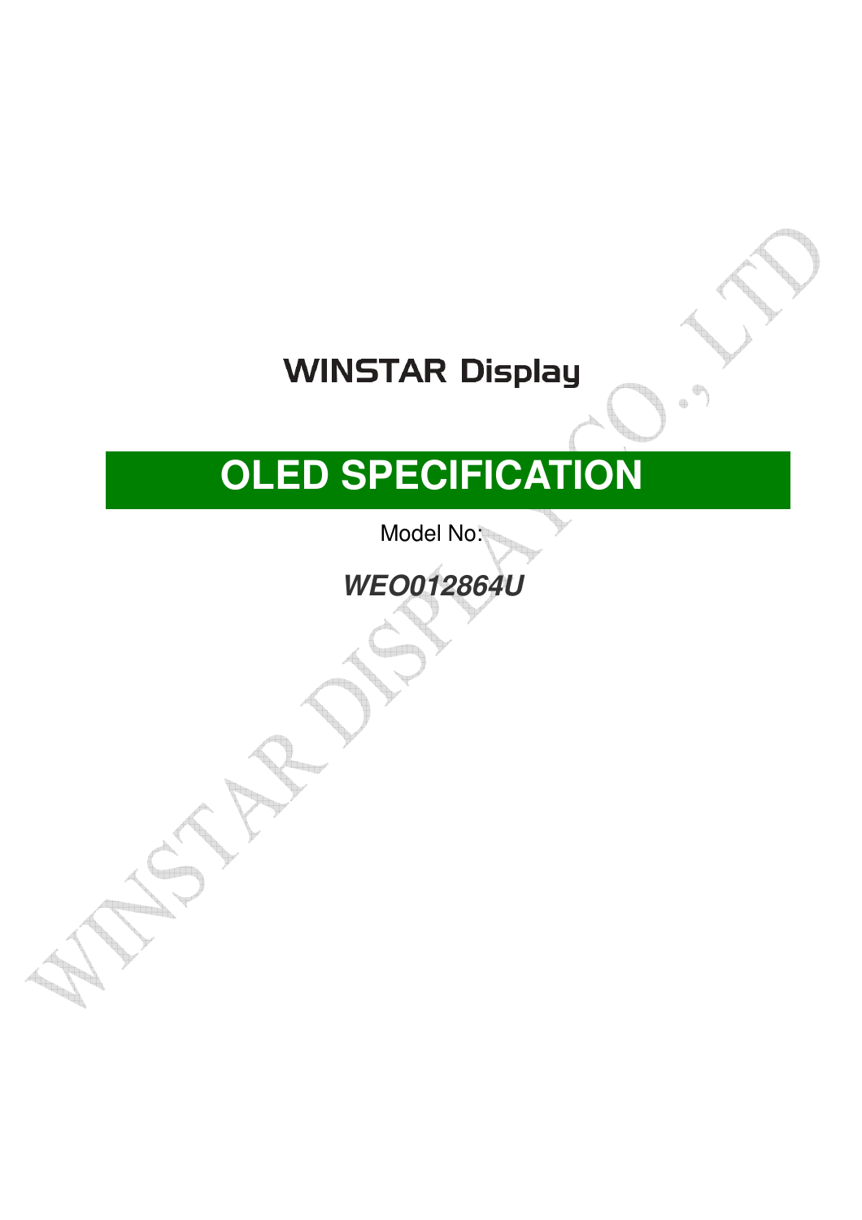# WINSTAR Display

# OLED SPECIFICATION

Model No:

***WEO012864U***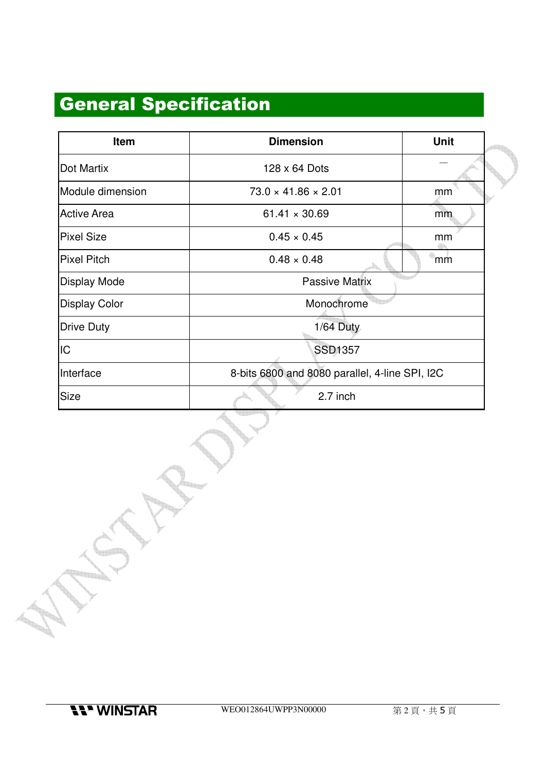# General Specification

| Item | Dimension | Unit |
|---|---|---|
| Dot Martix | 128 x 64 Dots | — |
| Module dimension | 73.0 × 41.86 × 2.01 | mm |
| Active Area | 61.41 × 30.69 | mm |
| Pixel Size | 0.45 × 0.45 | mm |
| Pixel Pitch | 0.48 × 0.48 | mm |
| Display Mode | Passive Matrix | |
| Display Color | Monochrome | |
| Drive Duty | 1/64 Duty | |
| IC | SSD1357 | |
| Interface | 8-bits 6800 and 8080 parallel, 4-line SPI, I2C | |
| Size | 2.7 inch | |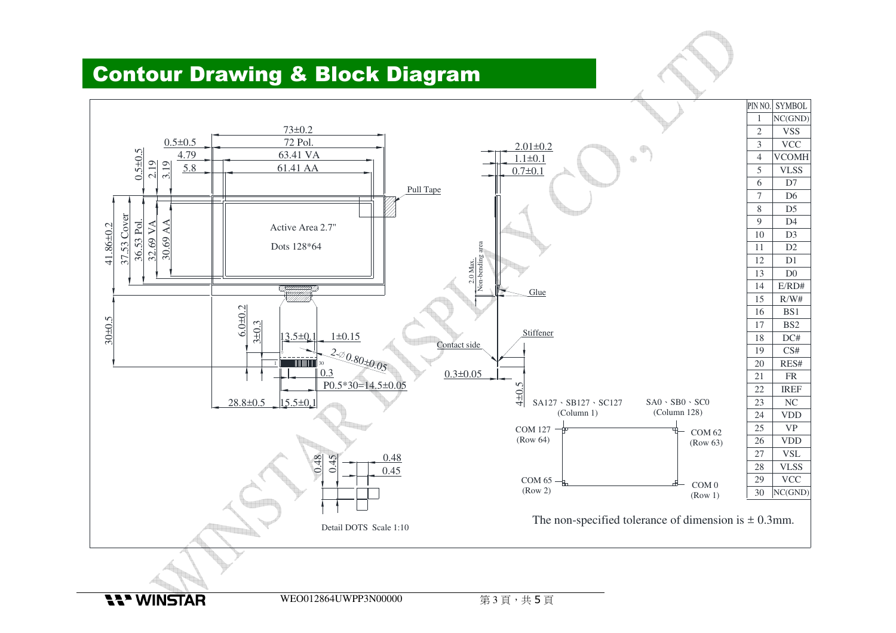## Contour Drawing & Block Diagram

| PIN NO. | SYMBOL |
|---|---|
| 1 | NC(GND) |
| 2 | VSS |
| 3 | VCC |
| 4 | VCOMH |
| 5 | VLSS |
| 6 | D7 |
| 7 | D6 |
| 8 | D5 |
| 9 | D4 |
| 10 | D3 |
| 11 | D2 |
| 12 | D1 |
| 13 | D0 |
| 14 | E/RD# |
| 15 | R/W# |
| 16 | BS1 |
| 17 | BS2 |
| 18 | DC# |
| 19 | CS# |
| 20 | RES# |
| 21 | FR |
| 22 | IREF |
| 23 | NC |
| 24 | VDD |
| 25 | VP |
| 26 | VDD |
| 27 | VSL |
| 28 | VLSS |
| 29 | VCC |
| 30 | NC(GND) |

73±0.2
0.5±0.5 72 Pol.
4.79 63.41 VA
5.8 61.41 AA
0.5±0.5 2.19 3.19
41.86±0.2 37.53 Cover 36.53 Pol. 32.69 VA 30.69 AA
Active Area 2.7"
Dots 128*64
Pull Tape
2.01±0.2
1.1±0.1
0.7±0.1
2.0 Max. Non-bending area
Glue
Stiffener
Contact side
0.3±0.05
4±0.5
30±0.5
6.0±0.2
3±0.3
13.5±0.1 1±0.15
2-∅0.80±0.05
0.3
P0.5*30=14.5±0.05
28.8±0.5 15.5±0.1

SA127、SB127、SC127 (Column 1)
SA0、SB0、SC0 (Column 128)
COM 127 (Row 64)
COM 62 (Row 63)
COM 65 (Row 2)
COM 0 (Row 1)

0.48 0.45
0.48
0.45
Detail DOTS Scale 1:10

The non-specified tolerance of dimension is ± 0.3mm.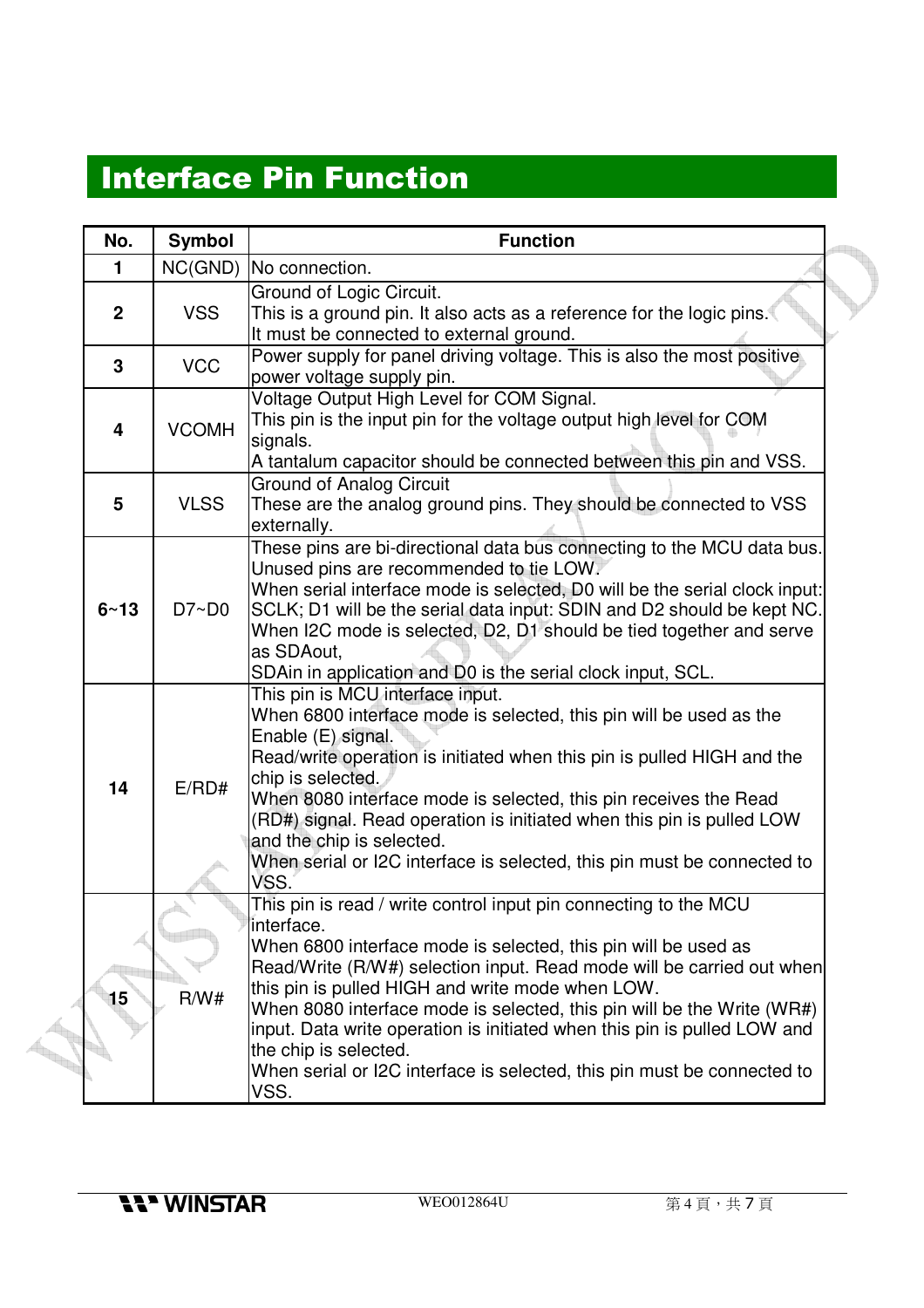## Interface Pin Function

| No. | Symbol | Function |
|---|---|---|
| 1 | NC(GND) | No connection. |
| 2 | VSS | Ground of Logic Circuit.<br>This is a ground pin. It also acts as a reference for the logic pins.<br>It must be connected to external ground. |
| 3 | VCC | Power supply for panel driving voltage. This is also the most positive power voltage supply pin. |
| 4 | VCOMH | Voltage Output High Level for COM Signal.<br>This pin is the input pin for the voltage output high level for COM signals.<br>A tantalum capacitor should be connected between this pin and VSS. |
| 5 | VLSS | Ground of Analog Circuit<br>These are the analog ground pins. They should be connected to VSS externally. |
| 6~13 | D7~D0 | These pins are bi-directional data bus connecting to the MCU data bus.<br>Unused pins are recommended to tie LOW.<br>When serial interface mode is selected, D0 will be the serial clock input: SCLK; D1 will be the serial data input: SDIN and D2 should be kept NC.<br>When I2C mode is selected, D2, D1 should be tied together and serve as SDAout,<br>SDAin in application and D0 is the serial clock input, SCL. |
| 14 | E/RD# | This pin is MCU interface input.<br>When 6800 interface mode is selected, this pin will be used as the Enable (E) signal.<br>Read/write operation is initiated when this pin is pulled HIGH and the chip is selected.<br>When 8080 interface mode is selected, this pin receives the Read (RD#) signal. Read operation is initiated when this pin is pulled LOW and the chip is selected.<br>When serial or I2C interface is selected, this pin must be connected to VSS. |
| 15 | R/W# | This pin is read / write control input pin connecting to the MCU interface.<br>When 6800 interface mode is selected, this pin will be used as Read/Write (R/W#) selection input. Read mode will be carried out when this pin is pulled HIGH and write mode when LOW.<br>When 8080 interface mode is selected, this pin will be the Write (WR#) input. Data write operation is initiated when this pin is pulled LOW and the chip is selected.<br>When serial or I2C interface is selected, this pin must be connected to VSS. |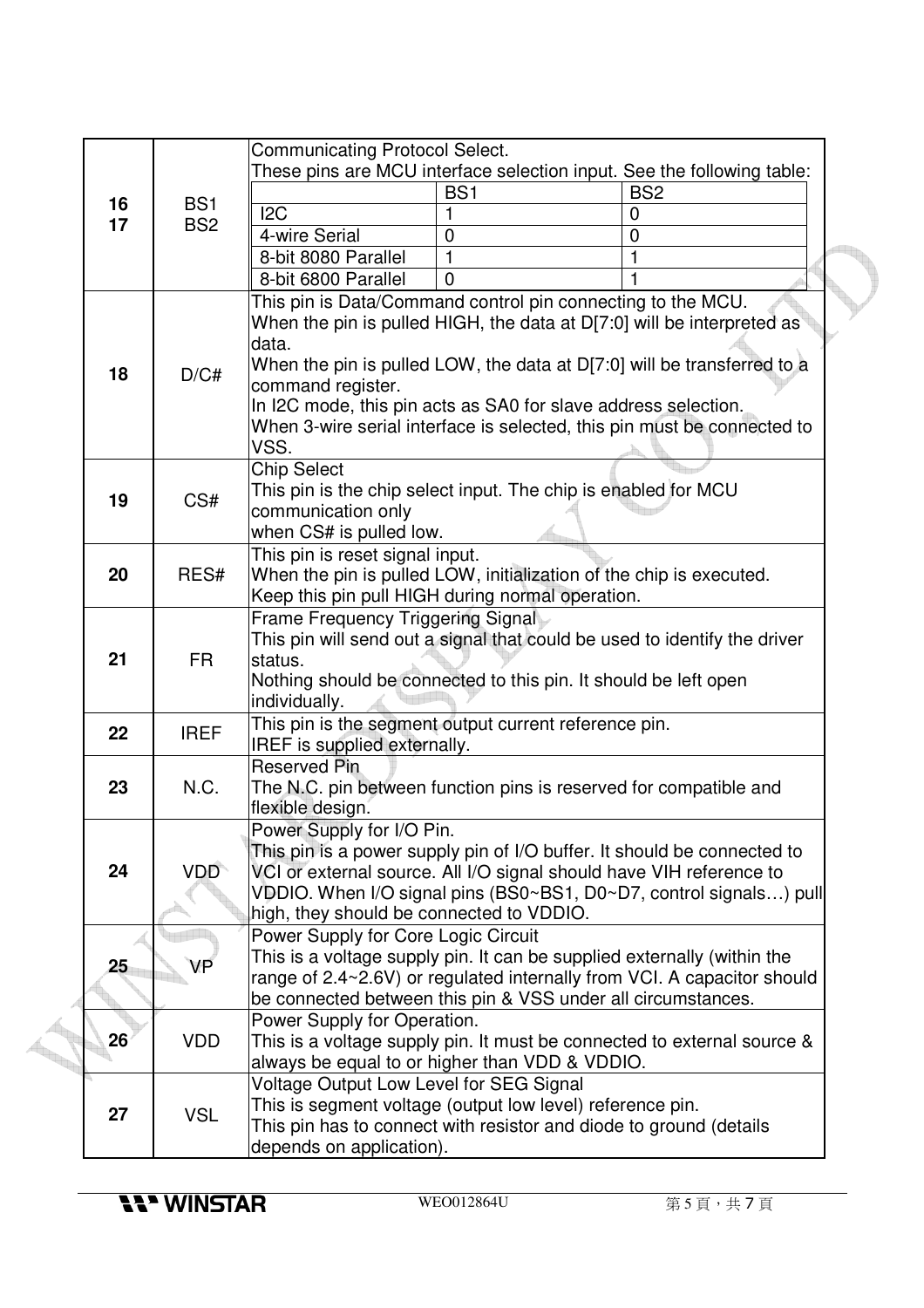| | | |
|---|---|---|
| **16**<br>**17** | BS1<br>BS2 | Communicating Protocol Select.<br>These pins are MCU interface selection input. See the following table:<br><br>\| \| BS1 \| BS2 \|<br>\| I2C \| 1 \| 0 \|<br>\| 4-wire Serial \| 0 \| 0 \|<br>\| 8-bit 8080 Parallel \| 1 \| 1 \|<br>\| 8-bit 6800 Parallel \| 0 \| 1 \| |
| **18** | D/C# | This pin is Data/Command control pin connecting to the MCU.<br>When the pin is pulled HIGH, the data at D[7:0] will be interpreted as data.<br>When the pin is pulled LOW, the data at D[7:0] will be transferred to a command register.<br>In I2C mode, this pin acts as SA0 for slave address selection.<br>When 3-wire serial interface is selected, this pin must be connected to VSS. |
| **19** | CS# | Chip Select<br>This pin is the chip select input. The chip is enabled for MCU communication only<br>when CS# is pulled low. |
| **20** | RES# | This pin is reset signal input.<br>When the pin is pulled LOW, initialization of the chip is executed.<br>Keep this pin pull HIGH during normal operation. |
| **21** | FR | Frame Frequency Triggering Signal<br>This pin will send out a signal that could be used to identify the driver status.<br>Nothing should be connected to this pin. It should be left open individually. |
| **22** | IREF | This pin is the segment output current reference pin.<br>IREF is supplied externally. |
| **23** | N.C. | Reserved Pin<br>The N.C. pin between function pins is reserved for compatible and flexible design. |
| **24** | VDD | Power Supply for I/O Pin.<br>This pin is a power supply pin of I/O buffer. It should be connected to VCI or external source. All I/O signal should have VIH reference to VDDIO. When I/O signal pins (BS0~BS1, D0~D7, control signals…) pull high, they should be connected to VDDIO. |
| **25** | VP | Power Supply for Core Logic Circuit<br>This is a voltage supply pin. It can be supplied externally (within the range of 2.4~2.6V) or regulated internally from VCI. A capacitor should be connected between this pin & VSS under all circumstances. |
| **26** | VDD | Power Supply for Operation.<br>This is a voltage supply pin. It must be connected to external source & always be equal to or higher than VDD & VDDIO. |
| **27** | VSL | Voltage Output Low Level for SEG Signal<br>This is segment voltage (output low level) reference pin.<br>This pin has to connect with resistor and diode to ground (details depends on application). |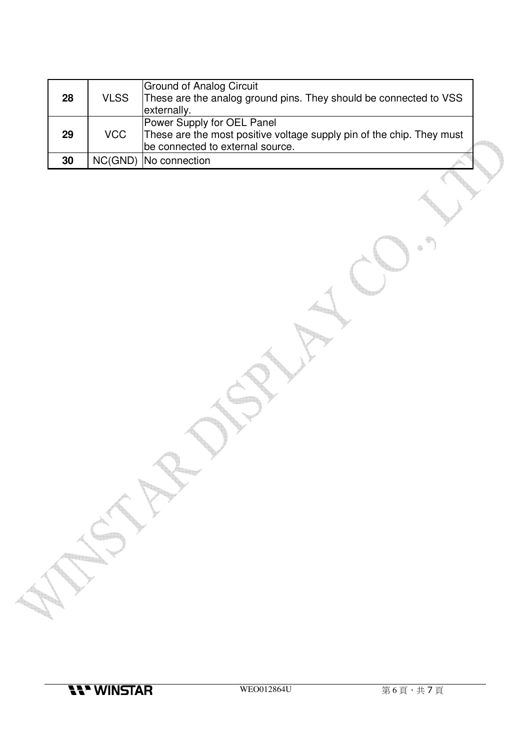| 28 | VLSS | Ground of Analog Circuit<br>These are the analog ground pins. They should be connected to VSS externally. |
|---|---|---|
| 29 | VCC | Power Supply for OEL Panel<br>These are the most positive voltage supply pin of the chip. They must be connected to external source. |
| 30 | NC(GND) | No connection |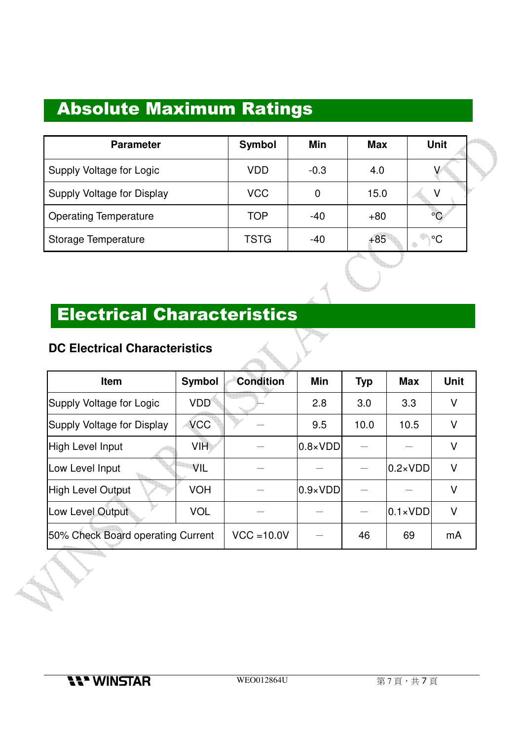## Absolute Maximum Ratings

| Parameter | Symbol | Min | Max | Unit |
|---|---|---|---|---|
| Supply Voltage for Logic | VDD | -0.3 | 4.0 | V |
| Supply Voltage for Display | VCC | 0 | 15.0 | V |
| Operating Temperature | TOP | -40 | +80 | °C |
| Storage Temperature | TSTG | -40 | +85 | °C |

## Electrical Characteristics

### DC Electrical Characteristics

| Item | Symbol | Condition | Min | Typ | Max | Unit |
|---|---|---|---|---|---|---|
| Supply Voltage for Logic | VDD | — | 2.8 | 3.0 | 3.3 | V |
| Supply Voltage for Display | VCC | — | 9.5 | 10.0 | 10.5 | V |
| High Level Input | VIH | — | 0.8×VDD | — | — | V |
| Low Level Input | VIL | — | — | — | 0.2×VDD | V |
| High Level Output | VOH | — | 0.9×VDD | — | — | V |
| Low Level Output | VOL | — | — | — | 0.1×VDD | V |
| 50% Check Board operating Current | | VCC =10.0V | — | 46 | 69 | mA |